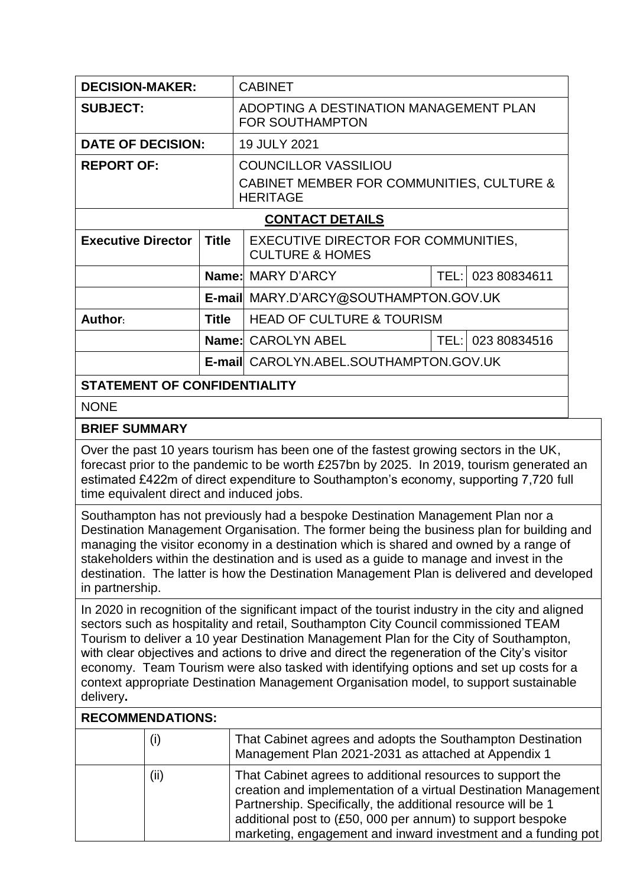| | | | | |
|---|---|---|---|---|
| **DECISION-MAKER:** | | CABINET | | |
| **SUBJECT:** | | ADOPTING A DESTINATION MANAGEMENT PLAN FOR SOUTHAMPTON | | |
| **DATE OF DECISION:** | | 19 JULY 2021 | | |
| **REPORT OF:** | | COUNCILLOR VASSILIOU<br>CABINET MEMBER FOR COMMUNITIES, CULTURE & HERITAGE | | |
| **CONTACT DETAILS** | | | | |
| **Executive Director** | **Title** | EXECUTIVE DIRECTOR FOR COMMUNITIES, CULTURE & HOMES | | |
| | **Name:** | MARY D'ARCY | TEL: | 023 80834611 |
| | **E-mail** | MARY.D'ARCY@SOUTHAMPTON.GOV.UK | | |
| **Author:** | **Title** | HEAD OF CULTURE & TOURISM | | |
| | **Name:** | CAROLYN ABEL | TEL: | 023 80834516 |
| | **E-mail** | CAROLYN.ABEL.SOUTHAMPTON.GOV.UK | | |

**STATEMENT OF CONFIDENTIALITY**

NONE

**BRIEF SUMMARY**

Over the past 10 years tourism has been one of the fastest growing sectors in the UK, forecast prior to the pandemic to be worth £257bn by 2025. In 2019, tourism generated an estimated £422m of direct expenditure to Southampton's economy, supporting 7,720 full time equivalent direct and induced jobs.

Southampton has not previously had a bespoke Destination Management Plan nor a Destination Management Organisation. The former being the business plan for building and managing the visitor economy in a destination which is shared and owned by a range of stakeholders within the destination and is used as a guide to manage and invest in the destination. The latter is how the Destination Management Plan is delivered and developed in partnership.

In 2020 in recognition of the significant impact of the tourist industry in the city and aligned sectors such as hospitality and retail, Southampton City Council commissioned TEAM Tourism to deliver a 10 year Destination Management Plan for the City of Southampton, with clear objectives and actions to drive and direct the regeneration of the City's visitor economy. Team Tourism were also tasked with identifying options and set up costs for a context appropriate Destination Management Organisation model, to support sustainable delivery**.**

**RECOMMENDATIONS:**

| | | |
|---|---|---|
| | (i) | That Cabinet agrees and adopts the Southampton Destination Management Plan 2021-2031 as attached at Appendix 1 |
| | (ii) | That Cabinet agrees to additional resources to support the creation and implementation of a virtual Destination Management Partnership. Specifically, the additional resource will be 1 additional post to (£50, 000 per annum) to support bespoke marketing, engagement and inward investment and a funding pot |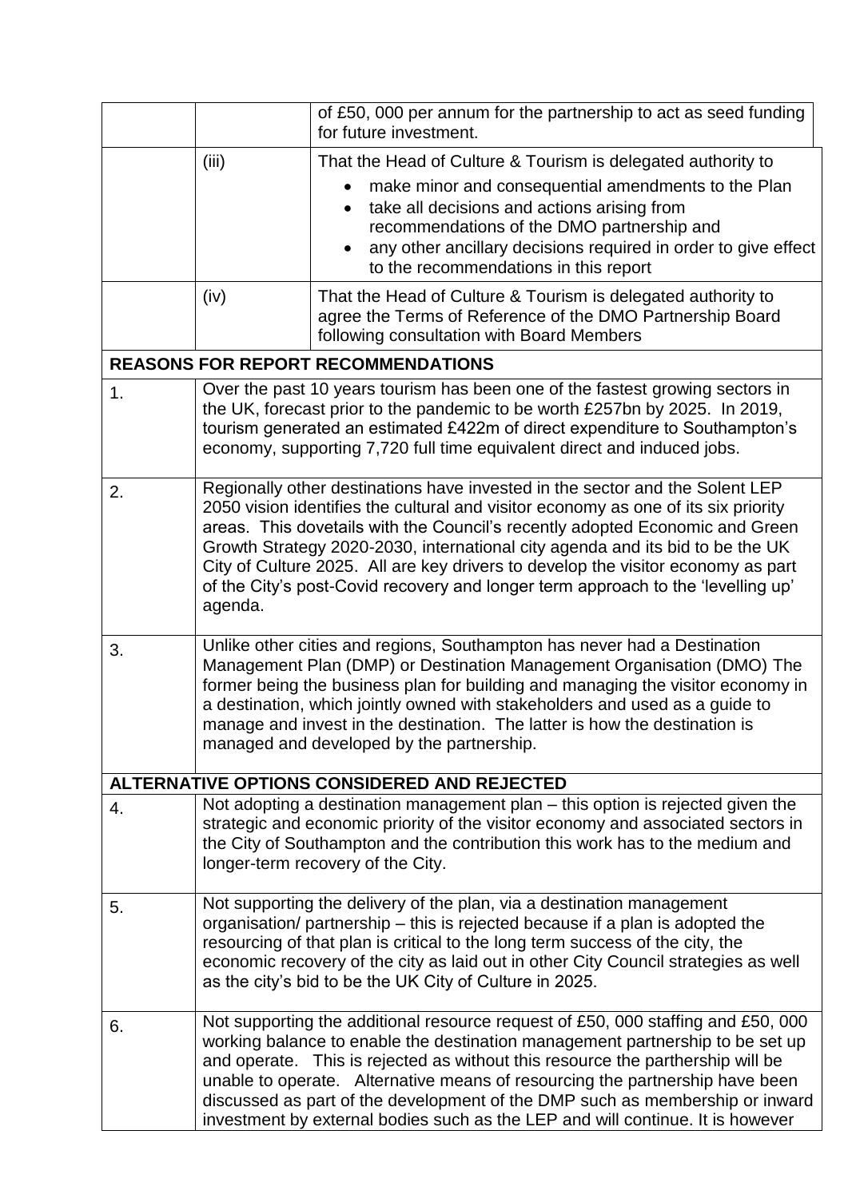| | | |
|---|---|---|
| | | of £50, 000 per annum for the partnership to act as seed funding for future investment. |
| | (iii) | That the Head of Culture & Tourism is delegated authority to<br>• make minor and consequential amendments to the Plan<br>• take all decisions and actions arising from recommendations of the DMO partnership and<br>• any other ancillary decisions required in order to give effect to the recommendations in this report |
| | (iv) | That the Head of Culture & Tourism is delegated authority to agree the Terms of Reference of the DMO Partnership Board following consultation with Board Members |

**REASONS FOR REPORT RECOMMENDATIONS**

| | |
|---|---|
| 1. | Over the past 10 years tourism has been one of the fastest growing sectors in the UK, forecast prior to the pandemic to be worth £257bn by 2025. In 2019, tourism generated an estimated £422m of direct expenditure to Southampton's economy, supporting 7,720 full time equivalent direct and induced jobs. |
| 2. | Regionally other destinations have invested in the sector and the Solent LEP 2050 vision identifies the cultural and visitor economy as one of its six priority areas. This dovetails with the Council's recently adopted Economic and Green Growth Strategy 2020-2030, international city agenda and its bid to be the UK City of Culture 2025. All are key drivers to develop the visitor economy as part of the City's post-Covid recovery and longer term approach to the 'levelling up' agenda. |
| 3. | Unlike other cities and regions, Southampton has never had a Destination Management Plan (DMP) or Destination Management Organisation (DMO) The former being the business plan for building and managing the visitor economy in a destination, which jointly owned with stakeholders and used as a guide to manage and invest in the destination. The latter is how the destination is managed and developed by the partnership. |

**ALTERNATIVE OPTIONS CONSIDERED AND REJECTED**

| | |
|---|---|
| 4. | Not adopting a destination management plan – this option is rejected given the strategic and economic priority of the visitor economy and associated sectors in the City of Southampton and the contribution this work has to the medium and longer-term recovery of the City. |
| 5. | Not supporting the delivery of the plan, via a destination management organisation/ partnership – this is rejected because if a plan is adopted the resourcing of that plan is critical to the long term success of the city, the economic recovery of the city as laid out in other City Council strategies as well as the city's bid to be the UK City of Culture in 2025. |
| 6. | Not supporting the additional resource request of £50, 000 staffing and £50, 000 working balance to enable the destination management partnership to be set up and operate. This is rejected as without this resource the parthership will be unable to operate. Alternative means of resourcing the partnership have been discussed as part of the development of the DMP such as membership or inward investment by external bodies such as the LEP and will continue. It is however |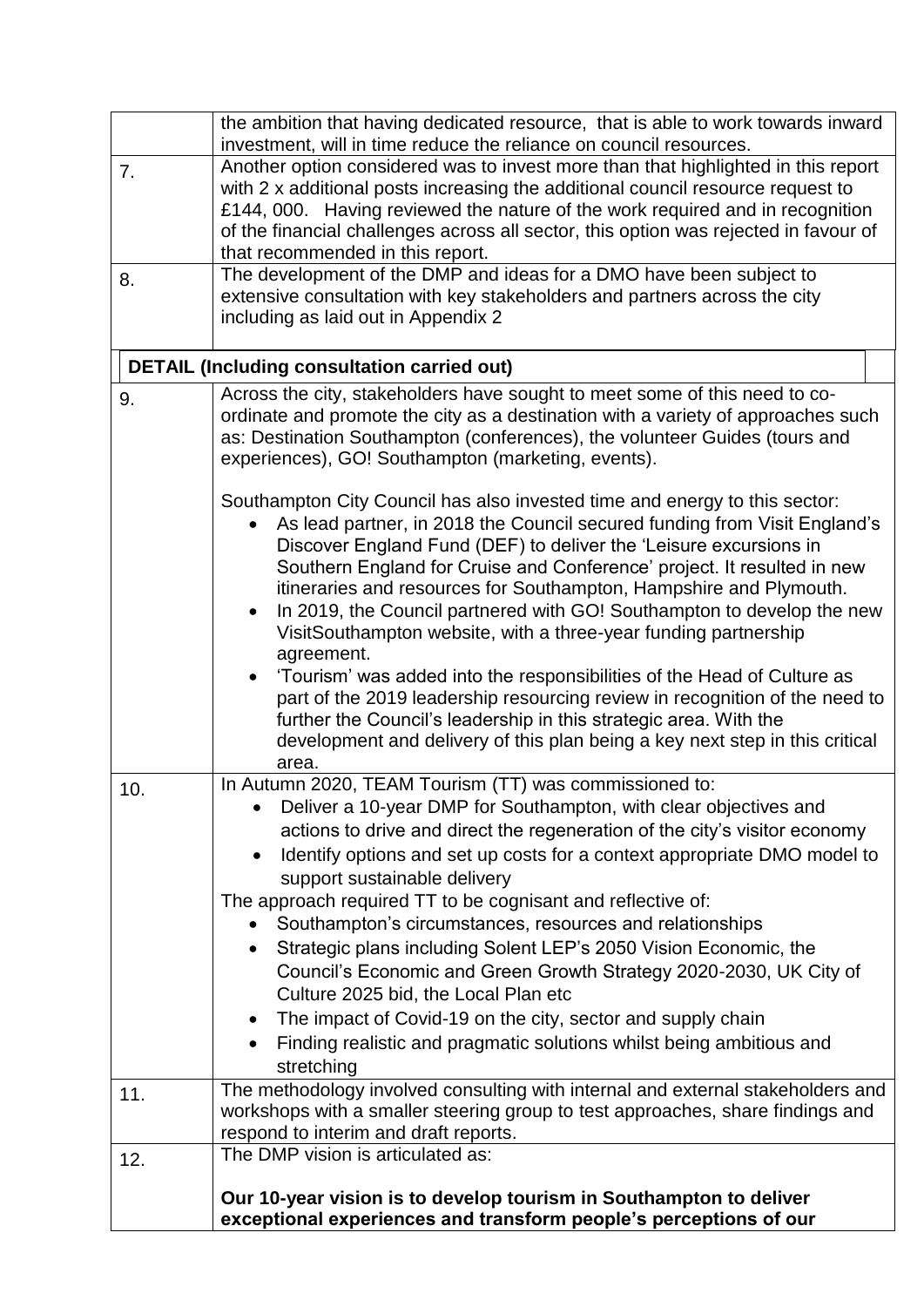| | |
|---|---|
| | the ambition that having dedicated resource, that is able to work towards inward investment, will in time reduce the reliance on council resources. |
| 7. | Another option considered was to invest more than that highlighted in this report with 2 x additional posts increasing the additional council resource request to £144, 000. Having reviewed the nature of the work required and in recognition of the financial challenges across all sector, this option was rejected in favour of that recommended in this report. |
| 8. | The development of the DMP and ideas for a DMO have been subject to extensive consultation with key stakeholders and partners across the city including as laid out in Appendix 2 |

**DETAIL (Including consultation carried out)**

| | |
|---|---|
| 9. | Across the city, stakeholders have sought to meet some of this need to co-ordinate and promote the city as a destination with a variety of approaches such as: Destination Southampton (conferences), the volunteer Guides (tours and experiences), GO! Southampton (marketing, events).<br><br>Southampton City Council has also invested time and energy to this sector:<br>• As lead partner, in 2018 the Council secured funding from Visit England's Discover England Fund (DEF) to deliver the 'Leisure excursions in Southern England for Cruise and Conference' project. It resulted in new itineraries and resources for Southampton, Hampshire and Plymouth.<br>• In 2019, the Council partnered with GO! Southampton to develop the new VisitSouthampton website, with a three-year funding partnership agreement.<br>• 'Tourism' was added into the responsibilities of the Head of Culture as part of the 2019 leadership resourcing review in recognition of the need to further the Council's leadership in this strategic area. With the development and delivery of this plan being a key next step in this critical area. |
| 10. | In Autumn 2020, TEAM Tourism (TT) was commissioned to:<br>• Deliver a 10-year DMP for Southampton, with clear objectives and actions to drive and direct the regeneration of the city's visitor economy<br>• Identify options and set up costs for a context appropriate DMO model to support sustainable delivery<br>The approach required TT to be cognisant and reflective of:<br>• Southampton's circumstances, resources and relationships<br>• Strategic plans including Solent LEP's 2050 Vision Economic, the Council's Economic and Green Growth Strategy 2020-2030, UK City of Culture 2025 bid, the Local Plan etc<br>• The impact of Covid-19 on the city, sector and supply chain<br>• Finding realistic and pragmatic solutions whilst being ambitious and stretching |
| 11. | The methodology involved consulting with internal and external stakeholders and workshops with a smaller steering group to test approaches, share findings and respond to interim and draft reports. |
| 12. | The DMP vision is articulated as:<br><br>**Our 10-year vision is to develop tourism in Southampton to deliver exceptional experiences and transform people's perceptions of our** |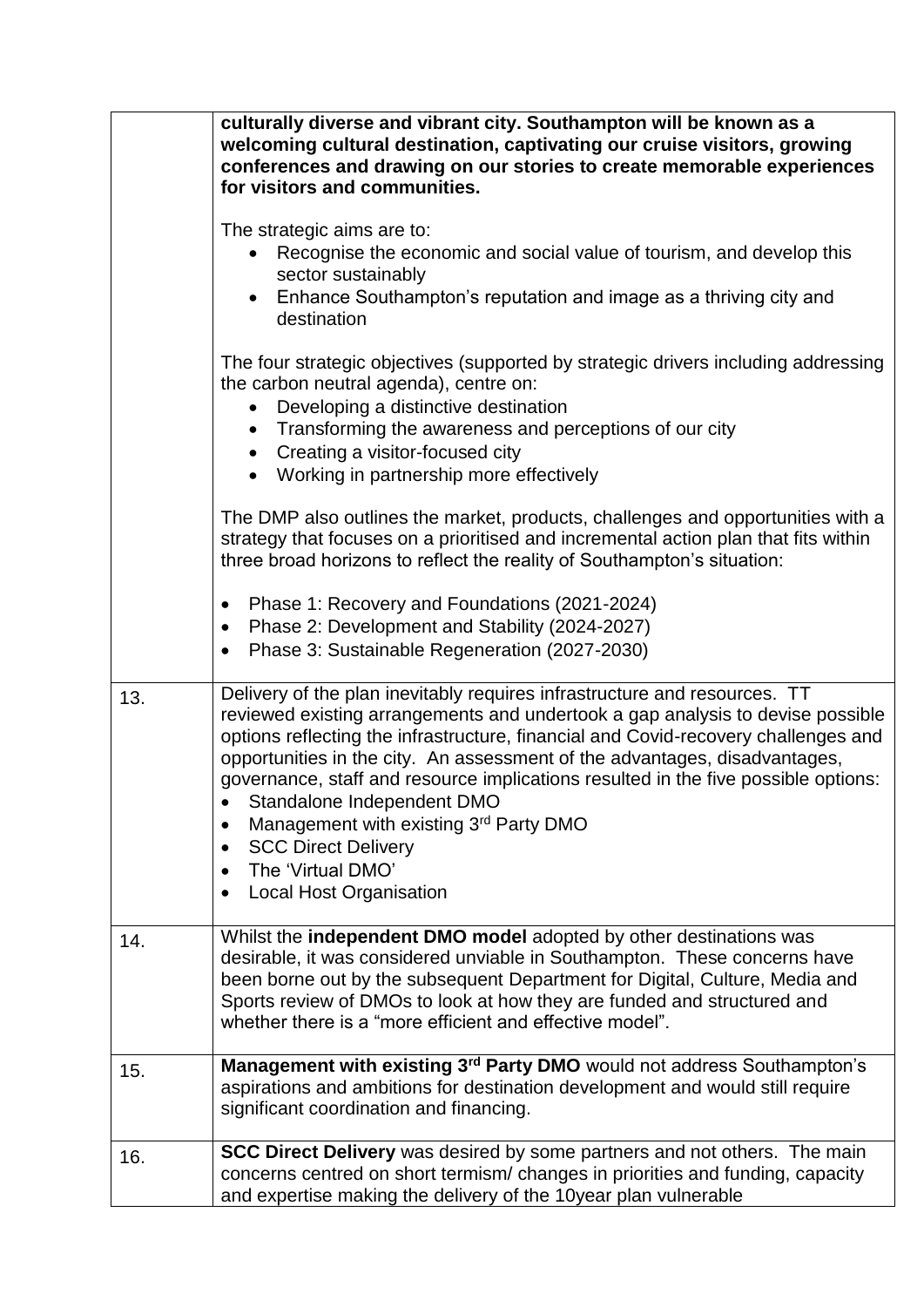| | |
|---|---|
| | **culturally diverse and vibrant city. Southampton will be known as a welcoming cultural destination, captivating our cruise visitors, growing conferences and drawing on our stories to create memorable experiences for visitors and communities.**<br><br>The strategic aims are to:<br>• Recognise the economic and social value of tourism, and develop this sector sustainably<br>• Enhance Southampton's reputation and image as a thriving city and destination<br><br>The four strategic objectives (supported by strategic drivers including addressing the carbon neutral agenda), centre on:<br>• Developing a distinctive destination<br>• Transforming the awareness and perceptions of our city<br>• Creating a visitor-focused city<br>• Working in partnership more effectively<br><br>The DMP also outlines the market, products, challenges and opportunities with a strategy that focuses on a prioritised and incremental action plan that fits within three broad horizons to reflect the reality of Southampton's situation:<br><br>• Phase 1: Recovery and Foundations (2021-2024)<br>• Phase 2: Development and Stability (2024-2027)<br>• Phase 3: Sustainable Regeneration (2027-2030) |
| 13. | Delivery of the plan inevitably requires infrastructure and resources. TT reviewed existing arrangements and undertook a gap analysis to devise possible options reflecting the infrastructure, financial and Covid-recovery challenges and opportunities in the city. An assessment of the advantages, disadvantages, governance, staff and resource implications resulted in the five possible options:<br>• Standalone Independent DMO<br>• Management with existing 3rd Party DMO<br>• SCC Direct Delivery<br>• The 'Virtual DMO'<br>• Local Host Organisation |
| 14. | Whilst the **independent DMO model** adopted by other destinations was desirable, it was considered unviable in Southampton. These concerns have been borne out by the subsequent Department for Digital, Culture, Media and Sports review of DMOs to look at how they are funded and structured and whether there is a "more efficient and effective model". |
| 15. | **Management with existing 3rd Party DMO** would not address Southampton's aspirations and ambitions for destination development and would still require significant coordination and financing. |
| 16. | **SCC Direct Delivery** was desired by some partners and not others. The main concerns centred on short termism/ changes in priorities and funding, capacity and expertise making the delivery of the 10year plan vulnerable |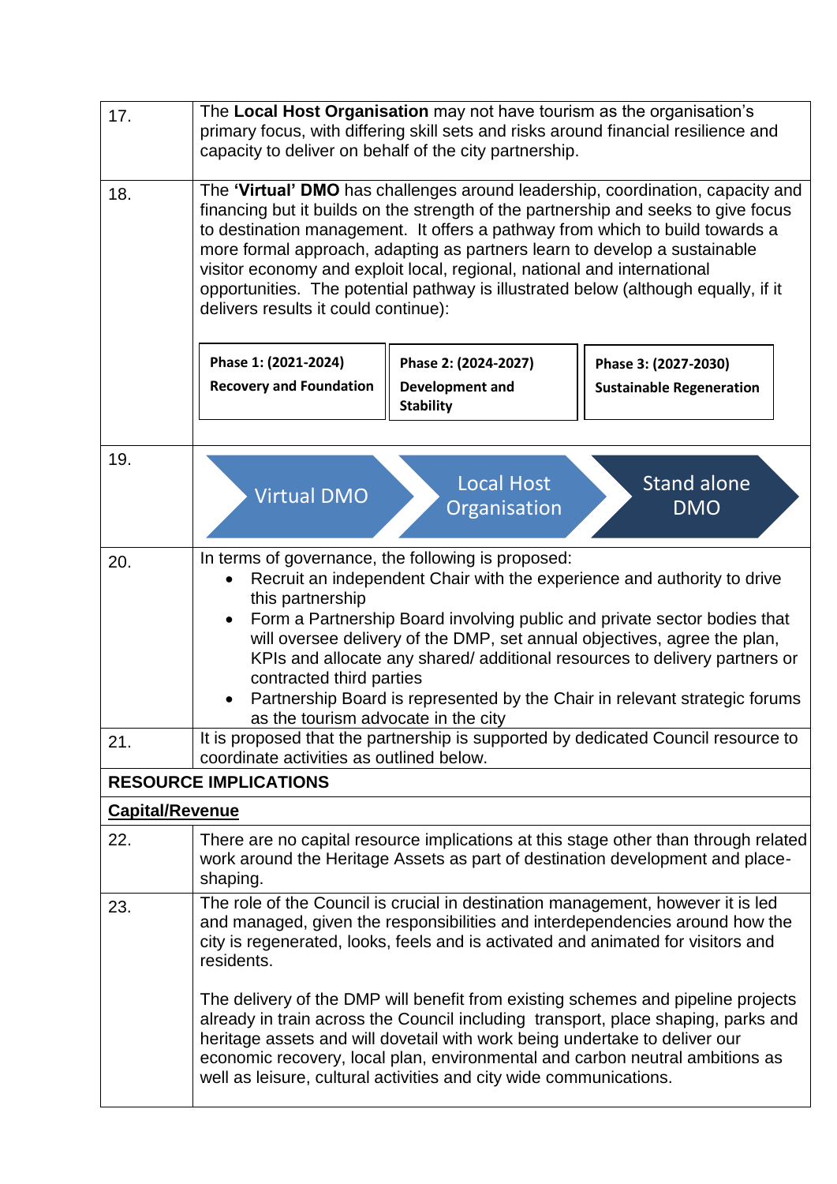| | |
|---|---|
| 17. | The **Local Host Organisation** may not have tourism as the organisation's primary focus, with differing skill sets and risks around financial resilience and capacity to deliver on behalf of the city partnership. |
| 18. | The **'Virtual' DMO** has challenges around leadership, coordination, capacity and financing but it builds on the strength of the partnership and seeks to give focus to destination management. It offers a pathway from which to build towards a more formal approach, adapting as partners learn to develop a sustainable visitor economy and exploit local, regional, national and international opportunities. The potential pathway is illustrated below (although equally, if it delivers results it could continue):<br><br>**Phase 1: (2021-2024)** **Recovery and Foundation** \| **Phase 2: (2024-2027)** **Development and Stability** \| **Phase 3: (2027-2030)** **Sustainable Regeneration** |
| 19. | Virtual DMO → Local Host Organisation → Stand alone DMO |
| 20. | In terms of governance, the following is proposed:<br>• Recruit an independent Chair with the experience and authority to drive this partnership<br>• Form a Partnership Board involving public and private sector bodies that will oversee delivery of the DMP, set annual objectives, agree the plan, KPIs and allocate any shared/ additional resources to delivery partners or contracted third parties<br>• Partnership Board is represented by the Chair in relevant strategic forums as the tourism advocate in the city |
| 21. | It is proposed that the partnership is supported by dedicated Council resource to coordinate activities as outlined below. |
| **RESOURCE IMPLICATIONS** | |
| **Capital/Revenue** | |
| 22. | There are no capital resource implications at this stage other than through related work around the Heritage Assets as part of destination development and place-shaping. |
| 23. | The role of the Council is crucial in destination management, however it is led and managed, given the responsibilities and interdependencies around how the city is regenerated, looks, feels and is activated and animated for visitors and residents.<br><br>The delivery of the DMP will benefit from existing schemes and pipeline projects already in train across the Council including transport, place shaping, parks and heritage assets and will dovetail with work being undertake to deliver our economic recovery, local plan, environmental and carbon neutral ambitions as well as leisure, cultural activities and city wide communications. |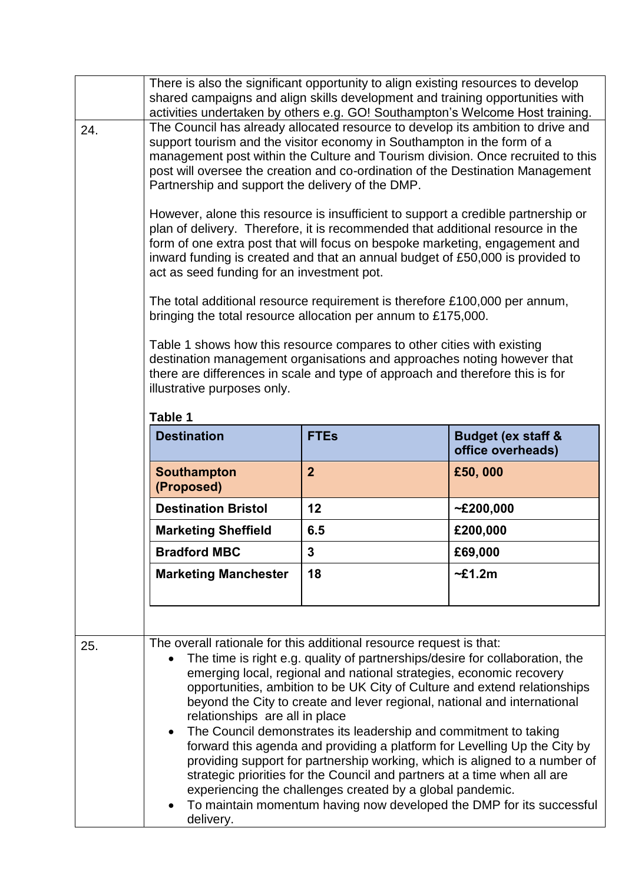There is also the significant opportunity to align existing resources to develop shared campaigns and align skills development and training opportunities with activities undertaken by others e.g. GO! Southampton's Welcome Host training.

24. The Council has already allocated resource to develop its ambition to drive and support tourism and the visitor economy in Southampton in the form of a management post within the Culture and Tourism division. Once recruited to this post will oversee the creation and co-ordination of the Destination Management Partnership and support the delivery of the DMP.

However, alone this resource is insufficient to support a credible partnership or plan of delivery. Therefore, it is recommended that additional resource in the form of one extra post that will focus on bespoke marketing, engagement and inward funding is created and that an annual budget of £50,000 is provided to act as seed funding for an investment pot.

The total additional resource requirement is therefore £100,000 per annum, bringing the total resource allocation per annum to £175,000.

Table 1 shows how this resource compares to other cities with existing destination management organisations and approaches noting however that there are differences in scale and type of approach and therefore this is for illustrative purposes only.

**Table 1**

| Destination | FTEs | Budget (ex staff & office overheads) |
|---|---|---|
| **Southampton (Proposed)** | **2** | **£50, 000** |
| **Destination Bristol** | **12** | **~£200,000** |
| **Marketing Sheffield** | **6.5** | **£200,000** |
| **Bradford MBC** | **3** | **£69,000** |
| **Marketing Manchester** | **18** | **~£1.2m** |

25. The overall rationale for this additional resource request is that:

- The time is right e.g. quality of partnerships/desire for collaboration, the emerging local, regional and national strategies, economic recovery opportunities, ambition to be UK City of Culture and extend relationships beyond the City to create and lever regional, national and international relationships are all in place
- The Council demonstrates its leadership and commitment to taking forward this agenda and providing a platform for Levelling Up the City by providing support for partnership working, which is aligned to a number of strategic priorities for the Council and partners at a time when all are experiencing the challenges created by a global pandemic.
- To maintain momentum having now developed the DMP for its successful delivery.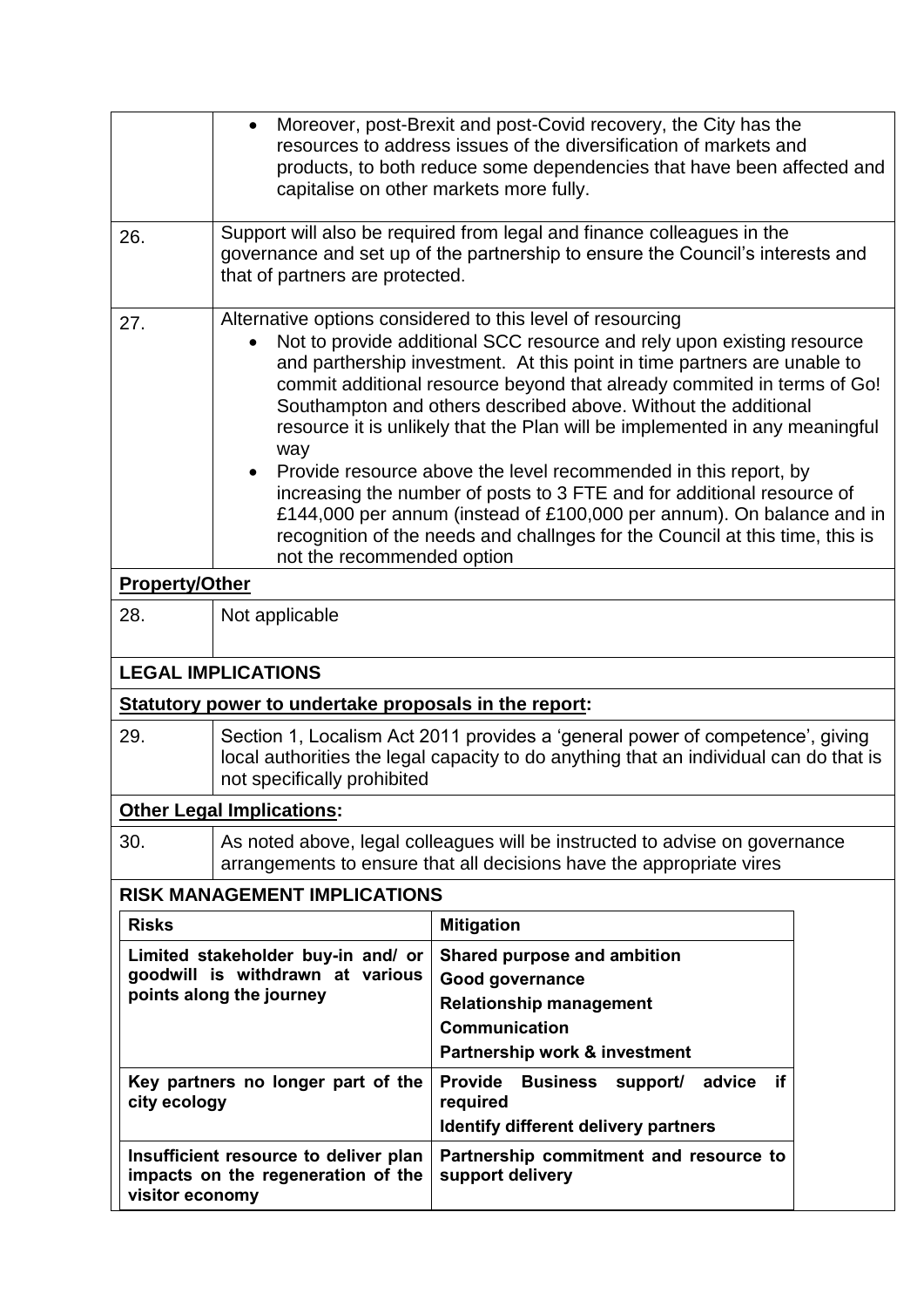| | |
|---|---|
| | - Moreover, post-Brexit and post-Covid recovery, the City has the resources to address issues of the diversification of markets and products, to both reduce some dependencies that have been affected and capitalise on other markets more fully. |
| 26. | Support will also be required from legal and finance colleagues in the governance and set up of the partnership to ensure the Council's interests and that of partners are protected. |
| 27. | Alternative options considered to this level of resourcing<br>- Not to provide additional SCC resource and rely upon existing resource and parthership investment. At this point in time partners are unable to commit additional resource beyond that already commited in terms of Go! Southampton and others described above. Without the additional resource it is unlikely that the Plan will be implemented in any meaningful way<br>- Provide resource above the level recommended in this report, by increasing the number of posts to 3 FTE and for additional resource of £144,000 per annum (instead of £100,000 per annum). On balance and in recognition of the needs and challnges for the Council at this time, this is not the recommended option |

**Property/Other**

| | |
|---|---|
| 28. | Not applicable |

**LEGAL IMPLICATIONS**

**Statutory power to undertake proposals in the report:**

| | |
|---|---|
| 29. | Section 1, Localism Act 2011 provides a 'general power of competence', giving local authorities the legal capacity to do anything that an individual can do that is not specifically prohibited |

**Other Legal Implications:**

| | |
|---|---|
| 30. | As noted above, legal colleagues will be instructed to advise on governance arrangements to ensure that all decisions have the appropriate vires |

**RISK MANAGEMENT IMPLICATIONS**

| Risks | Mitigation |
|---|---|
| **Limited stakeholder buy-in and/ or goodwill is withdrawn at various points along the journey** | **Shared purpose and ambition**<br>**Good governance**<br>**Relationship management**<br>**Communication**<br>**Partnership work & investment** |
| **Key partners no longer part of the city ecology** | **Provide Business support/ advice if required**<br>**Identify different delivery partners** |
| **Insufficient resource to deliver plan impacts on the regeneration of the visitor economy** | **Partnership commitment and resource to support delivery** |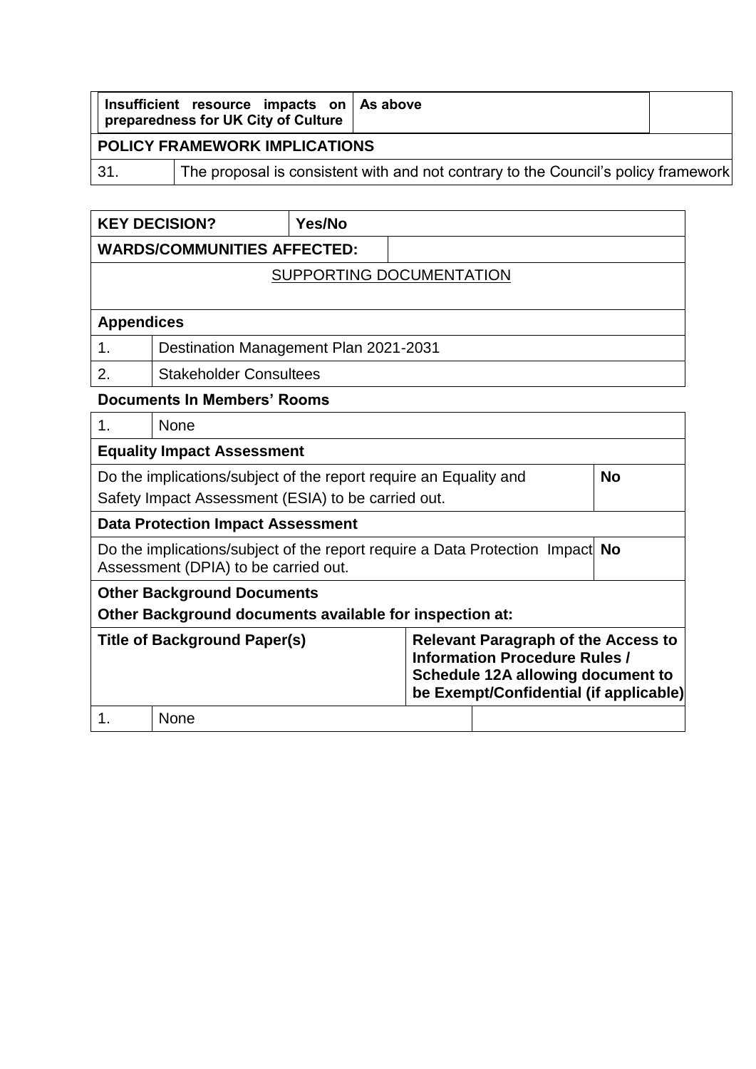| | | |
|---|---|---|
| **Insufficient resource impacts on preparedness for UK City of Culture** | **As above** | |

**POLICY FRAMEWORK IMPLICATIONS**

| | |
|---|---|
| 31. | The proposal is consistent with and not contrary to the Council's policy framework |

| | | |
|---|---|---|
| **KEY DECISION?** | **Yes/No** | |
| **WARDS/COMMUNITIES AFFECTED:** | | |

SUPPORTING DOCUMENTATION

**Appendices**

| | |
|---|---|
| 1. | Destination Management Plan 2021-2031 |
| 2. | Stakeholder Consultees |

**Documents In Members' Rooms**

| | |
|---|---|
| 1. | None |

**Equality Impact Assessment**

| | |
|---|---|
| Do the implications/subject of the report require an Equality and Safety Impact Assessment (ESIA) to be carried out. | **No** |

**Data Protection Impact Assessment**

| | |
|---|---|
| Do the implications/subject of the report require a Data Protection Impact Assessment (DPIA) to be carried out. | **No** |

**Other Background Documents**

**Other Background documents available for inspection at:**

| **Title of Background Paper(s)** | | **Relevant Paragraph of the Access to Information Procedure Rules / Schedule 12A allowing document to be Exempt/Confidential (if applicable)** |
|---|---|---|
| 1. | None | |